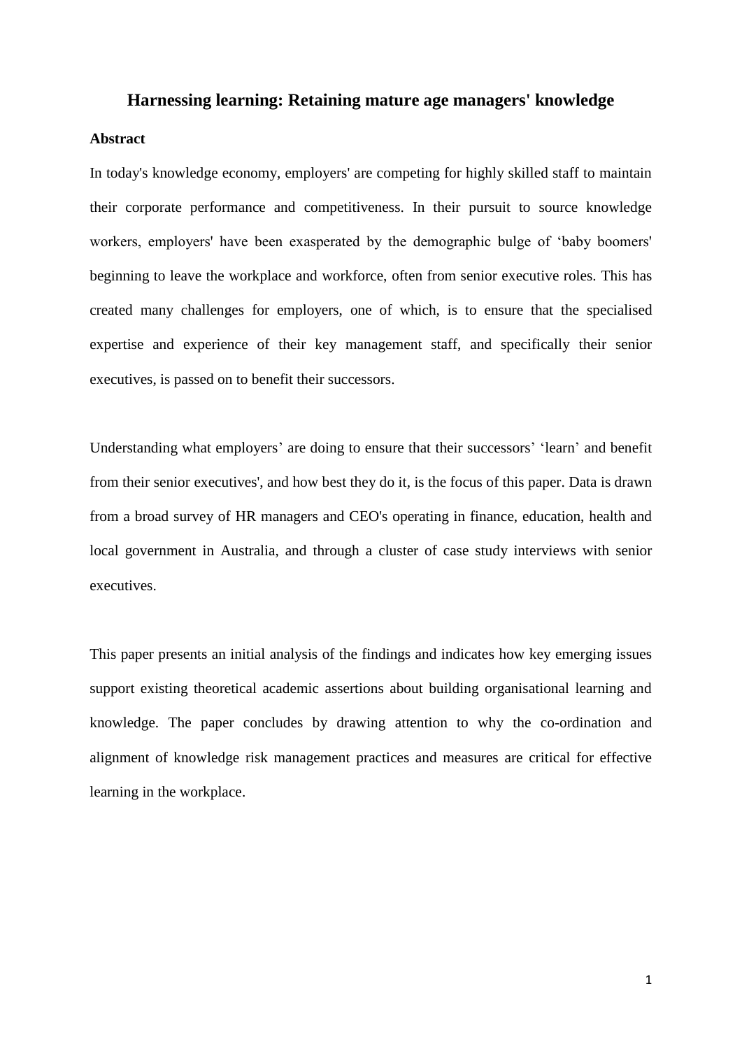# Harnessing learning: Retaining mature age managers' knowledge

## Abstract

In today's knowledge economy, employers' are competing for highly skilled staff to maintain their corporate performance and competitiveness. In their pursuit to source knowledge workers, employers' have been exasperated by the demographic bulge of 'baby boomers' beginning to leave the workplace and workforce, often from senior executive roles. This has created many challenges for employers, one of which, is to ensure that the specialised expertise and experience of their key management staff, and specifically their senior executives, is passed on to benefit their successors.

Understanding what employers' are doing to ensure that their successors' 'learn' and benefit from their senior executives', and how best they do it, is the focus of this paper. Data is drawn from a broad survey of HR managers and CEO's operating in finance, education, health and local government in Australia, and through a cluster of case study interviews with senior executives.

This paper presents an initial analysis of the findings and indicates how key emerging issues support existing theoretical academic assertions about building organisational learning and knowledge. The paper concludes by drawing attention to why the co-ordination and alignment of knowledge risk management practices and measures are critical for effective learning in the workplace.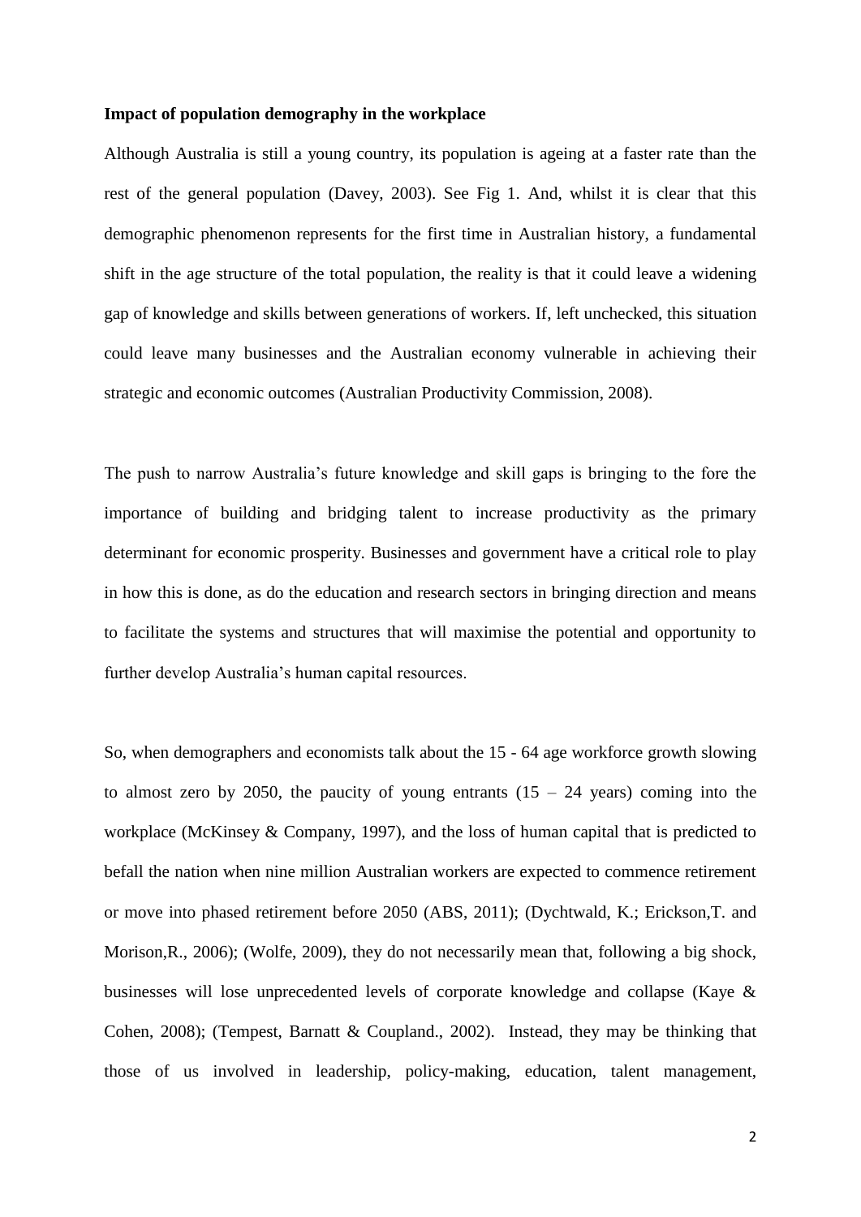**Impact of population demography in the workplace**

Although Australia is still a young country, its population is ageing at a faster rate than the rest of the general population (Davey, 2003). See Fig 1. And, whilst it is clear that this demographic phenomenon represents for the first time in Australian history, a fundamental shift in the age structure of the total population, the reality is that it could leave a widening gap of knowledge and skills between generations of workers. If, left unchecked, this situation could leave many businesses and the Australian economy vulnerable in achieving their strategic and economic outcomes (Australian Productivity Commission, 2008).

The push to narrow Australia's future knowledge and skill gaps is bringing to the fore the importance of building and bridging talent to increase productivity as the primary determinant for economic prosperity. Businesses and government have a critical role to play in how this is done, as do the education and research sectors in bringing direction and means to facilitate the systems and structures that will maximise the potential and opportunity to further develop Australia's human capital resources.

So, when demographers and economists talk about the 15 - 64 age workforce growth slowing to almost zero by 2050, the paucity of young entrants (15 – 24 years) coming into the workplace (McKinsey & Company, 1997), and the loss of human capital that is predicted to befall the nation when nine million Australian workers are expected to commence retirement or move into phased retirement before 2050 (ABS, 2011); (Dychtwald, K.; Erickson,T. and Morison,R., 2006); (Wolfe, 2009), they do not necessarily mean that, following a big shock, businesses will lose unprecedented levels of corporate knowledge and collapse (Kaye & Cohen, 2008); (Tempest, Barnatt & Coupland., 2002). Instead, they may be thinking that those of us involved in leadership, policy-making, education, talent management,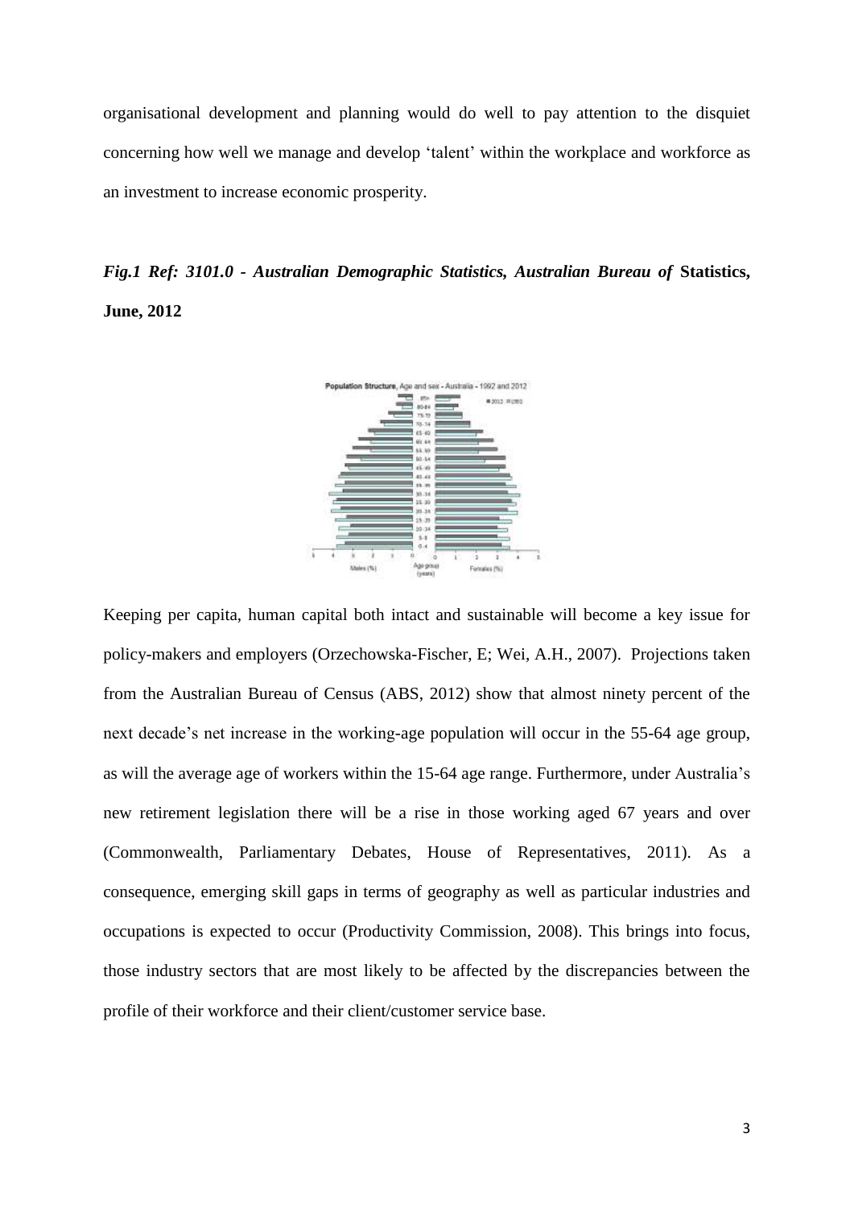organisational development and planning would do well to pay attention to the disquiet concerning how well we manage and develop 'talent' within the workplace and workforce as an investment to increase economic prosperity.

***Fig.1 Ref: 3101.0 - Australian Demographic Statistics, Australian Bureau of* Statistics, June, 2012**

Keeping per capita, human capital both intact and sustainable will become a key issue for policy-makers and employers (Orzechowska-Fischer, E; Wei, A.H., 2007). Projections taken from the Australian Bureau of Census (ABS, 2012) show that almost ninety percent of the next decade's net increase in the working-age population will occur in the 55-64 age group, as will the average age of workers within the 15-64 age range. Furthermore, under Australia's new retirement legislation there will be a rise in those working aged 67 years and over (Commonwealth, Parliamentary Debates, House of Representatives, 2011). As a consequence, emerging skill gaps in terms of geography as well as particular industries and occupations is expected to occur (Productivity Commission, 2008). This brings into focus, those industry sectors that are most likely to be affected by the discrepancies between the profile of their workforce and their client/customer service base.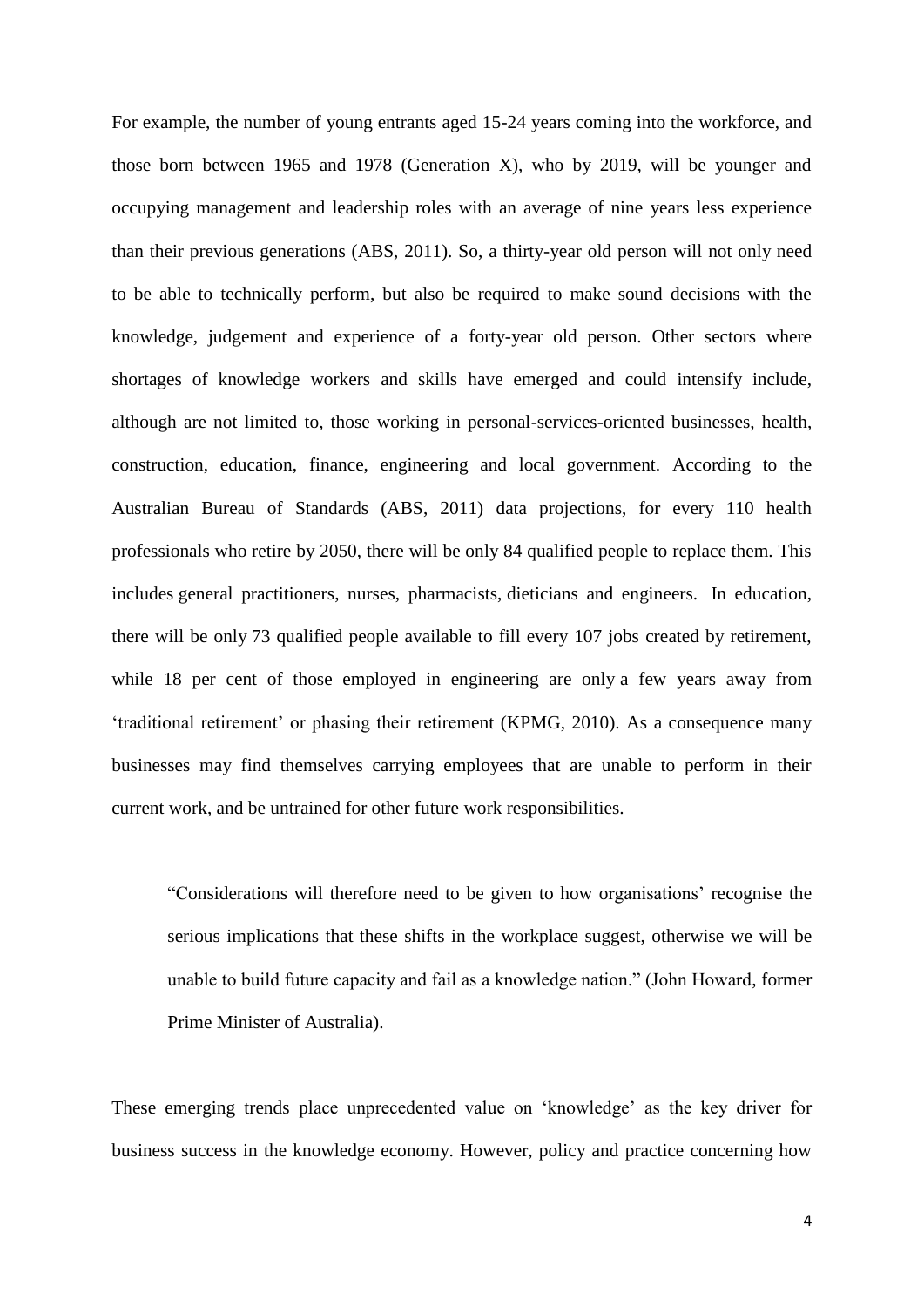For example, the number of young entrants aged 15-24 years coming into the workforce, and those born between 1965 and 1978 (Generation X), who by 2019, will be younger and occupying management and leadership roles with an average of nine years less experience than their previous generations (ABS, 2011). So, a thirty-year old person will not only need to be able to technically perform, but also be required to make sound decisions with the knowledge, judgement and experience of a forty-year old person. Other sectors where shortages of knowledge workers and skills have emerged and could intensify include, although are not limited to, those working in personal-services-oriented businesses, health, construction, education, finance, engineering and local government. According to the Australian Bureau of Standards (ABS, 2011) data projections, for every 110 health professionals who retire by 2050, there will be only 84 qualified people to replace them. This includes general practitioners, nurses, pharmacists, dieticians and engineers. In education, there will be only 73 qualified people available to fill every 107 jobs created by retirement, while 18 per cent of those employed in engineering are only a few years away from 'traditional retirement' or phasing their retirement (KPMG, 2010). As a consequence many businesses may find themselves carrying employees that are unable to perform in their current work, and be untrained for other future work responsibilities.

> "Considerations will therefore need to be given to how organisations' recognise the serious implications that these shifts in the workplace suggest, otherwise we will be unable to build future capacity and fail as a knowledge nation." (John Howard, former Prime Minister of Australia).

These emerging trends place unprecedented value on 'knowledge' as the key driver for business success in the knowledge economy. However, policy and practice concerning how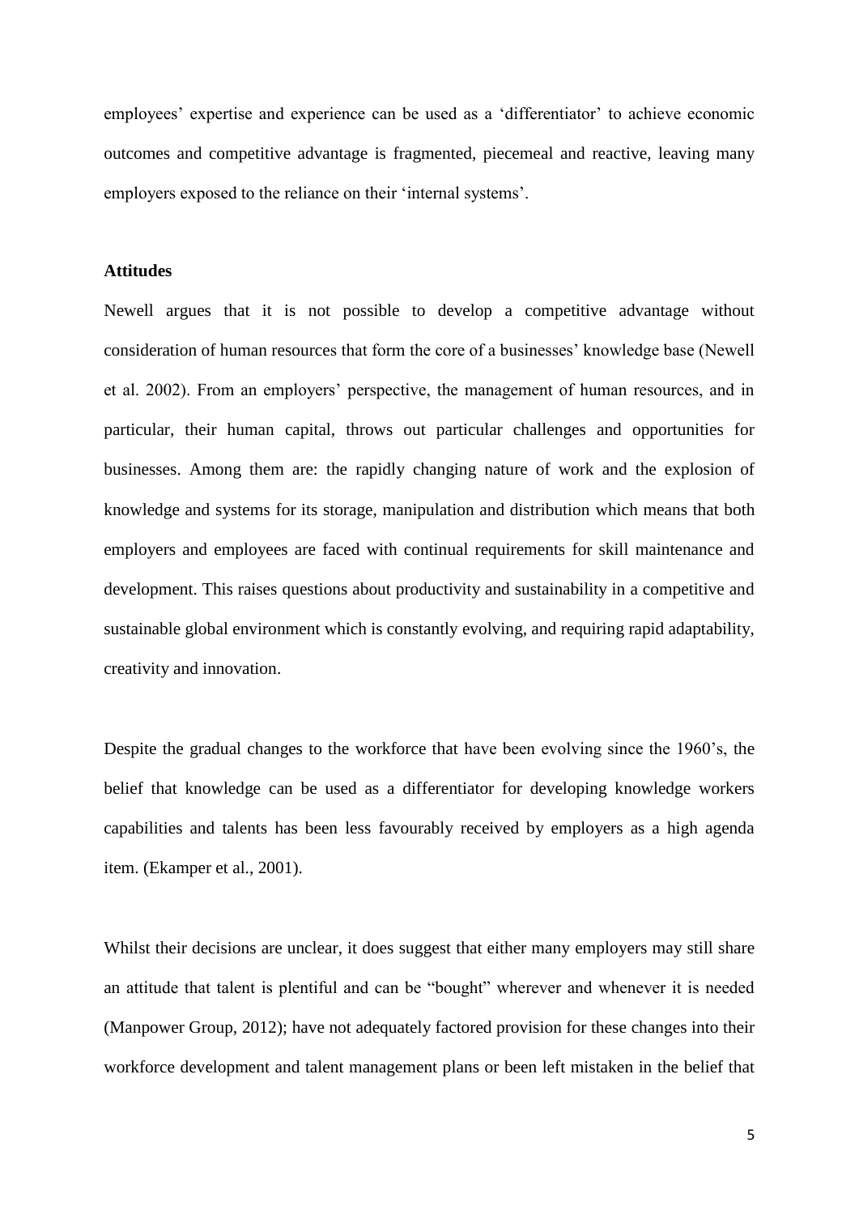employees' expertise and experience can be used as a 'differentiator' to achieve economic outcomes and competitive advantage is fragmented, piecemeal and reactive, leaving many employers exposed to the reliance on their 'internal systems'.

**Attitudes**

Newell argues that it is not possible to develop a competitive advantage without consideration of human resources that form the core of a businesses' knowledge base (Newell et al. 2002). From an employers' perspective, the management of human resources, and in particular, their human capital, throws out particular challenges and opportunities for businesses. Among them are: the rapidly changing nature of work and the explosion of knowledge and systems for its storage, manipulation and distribution which means that both employers and employees are faced with continual requirements for skill maintenance and development. This raises questions about productivity and sustainability in a competitive and sustainable global environment which is constantly evolving, and requiring rapid adaptability, creativity and innovation.

Despite the gradual changes to the workforce that have been evolving since the 1960's, the belief that knowledge can be used as a differentiator for developing knowledge workers capabilities and talents has been less favourably received by employers as a high agenda item. (Ekamper et al., 2001).

Whilst their decisions are unclear, it does suggest that either many employers may still share an attitude that talent is plentiful and can be "bought" wherever and whenever it is needed (Manpower Group, 2012); have not adequately factored provision for these changes into their workforce development and talent management plans or been left mistaken in the belief that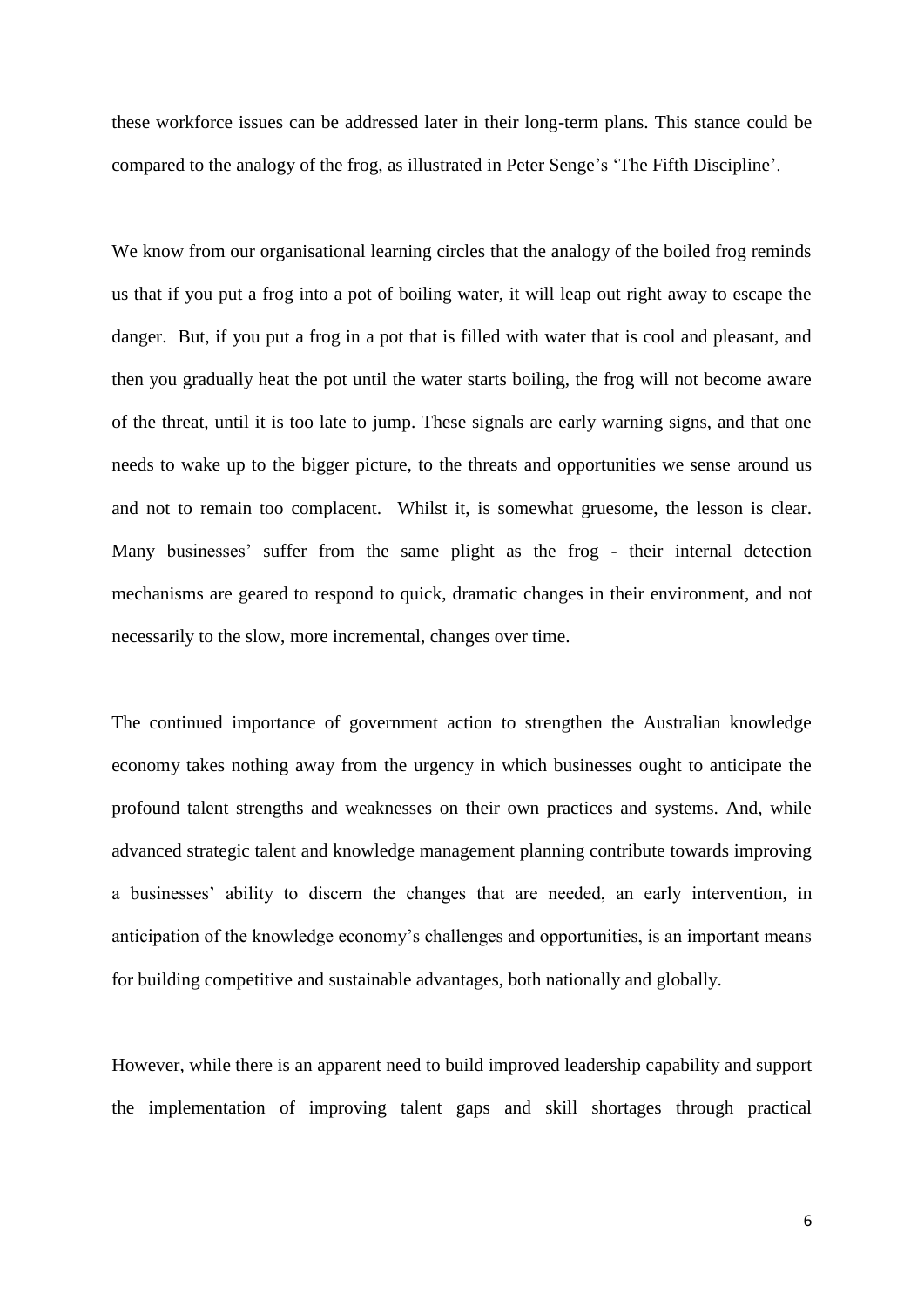these workforce issues can be addressed later in their long-term plans. This stance could be compared to the analogy of the frog, as illustrated in Peter Senge's 'The Fifth Discipline'.

We know from our organisational learning circles that the analogy of the boiled frog reminds us that if you put a frog into a pot of boiling water, it will leap out right away to escape the danger. But, if you put a frog in a pot that is filled with water that is cool and pleasant, and then you gradually heat the pot until the water starts boiling, the frog will not become aware of the threat, until it is too late to jump. These signals are early warning signs, and that one needs to wake up to the bigger picture, to the threats and opportunities we sense around us and not to remain too complacent. Whilst it, is somewhat gruesome, the lesson is clear. Many businesses' suffer from the same plight as the frog - their internal detection mechanisms are geared to respond to quick, dramatic changes in their environment, and not necessarily to the slow, more incremental, changes over time.

The continued importance of government action to strengthen the Australian knowledge economy takes nothing away from the urgency in which businesses ought to anticipate the profound talent strengths and weaknesses on their own practices and systems. And, while advanced strategic talent and knowledge management planning contribute towards improving a businesses' ability to discern the changes that are needed, an early intervention, in anticipation of the knowledge economy's challenges and opportunities, is an important means for building competitive and sustainable advantages, both nationally and globally.

However, while there is an apparent need to build improved leadership capability and support the implementation of improving talent gaps and skill shortages through practical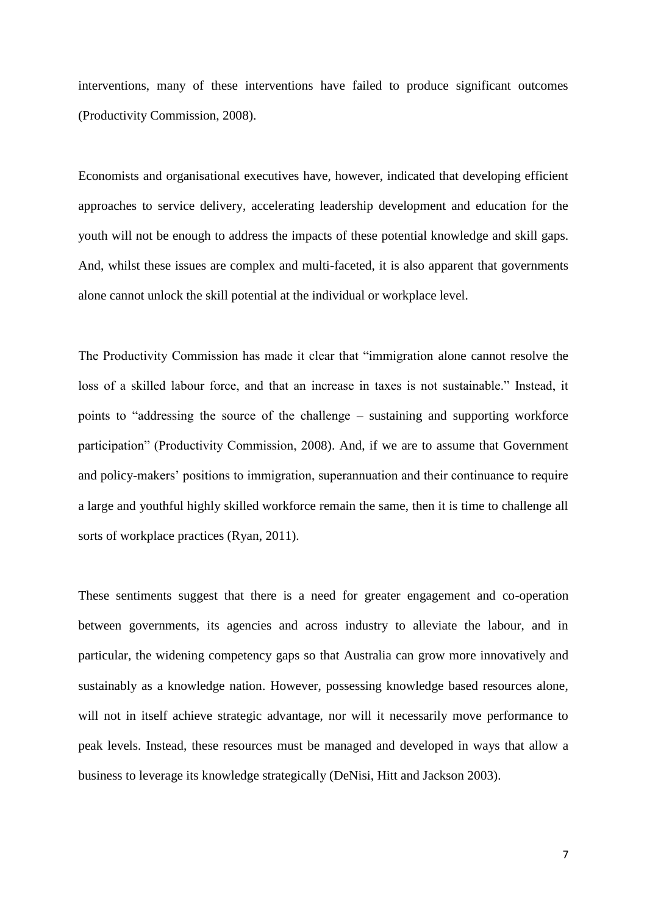interventions, many of these interventions have failed to produce significant outcomes (Productivity Commission, 2008).

Economists and organisational executives have, however, indicated that developing efficient approaches to service delivery, accelerating leadership development and education for the youth will not be enough to address the impacts of these potential knowledge and skill gaps. And, whilst these issues are complex and multi-faceted, it is also apparent that governments alone cannot unlock the skill potential at the individual or workplace level.

The Productivity Commission has made it clear that "immigration alone cannot resolve the loss of a skilled labour force, and that an increase in taxes is not sustainable." Instead, it points to "addressing the source of the challenge – sustaining and supporting workforce participation" (Productivity Commission, 2008). And, if we are to assume that Government and policy-makers' positions to immigration, superannuation and their continuance to require a large and youthful highly skilled workforce remain the same, then it is time to challenge all sorts of workplace practices (Ryan, 2011).

These sentiments suggest that there is a need for greater engagement and co-operation between governments, its agencies and across industry to alleviate the labour, and in particular, the widening competency gaps so that Australia can grow more innovatively and sustainably as a knowledge nation. However, possessing knowledge based resources alone, will not in itself achieve strategic advantage, nor will it necessarily move performance to peak levels. Instead, these resources must be managed and developed in ways that allow a business to leverage its knowledge strategically (DeNisi, Hitt and Jackson 2003).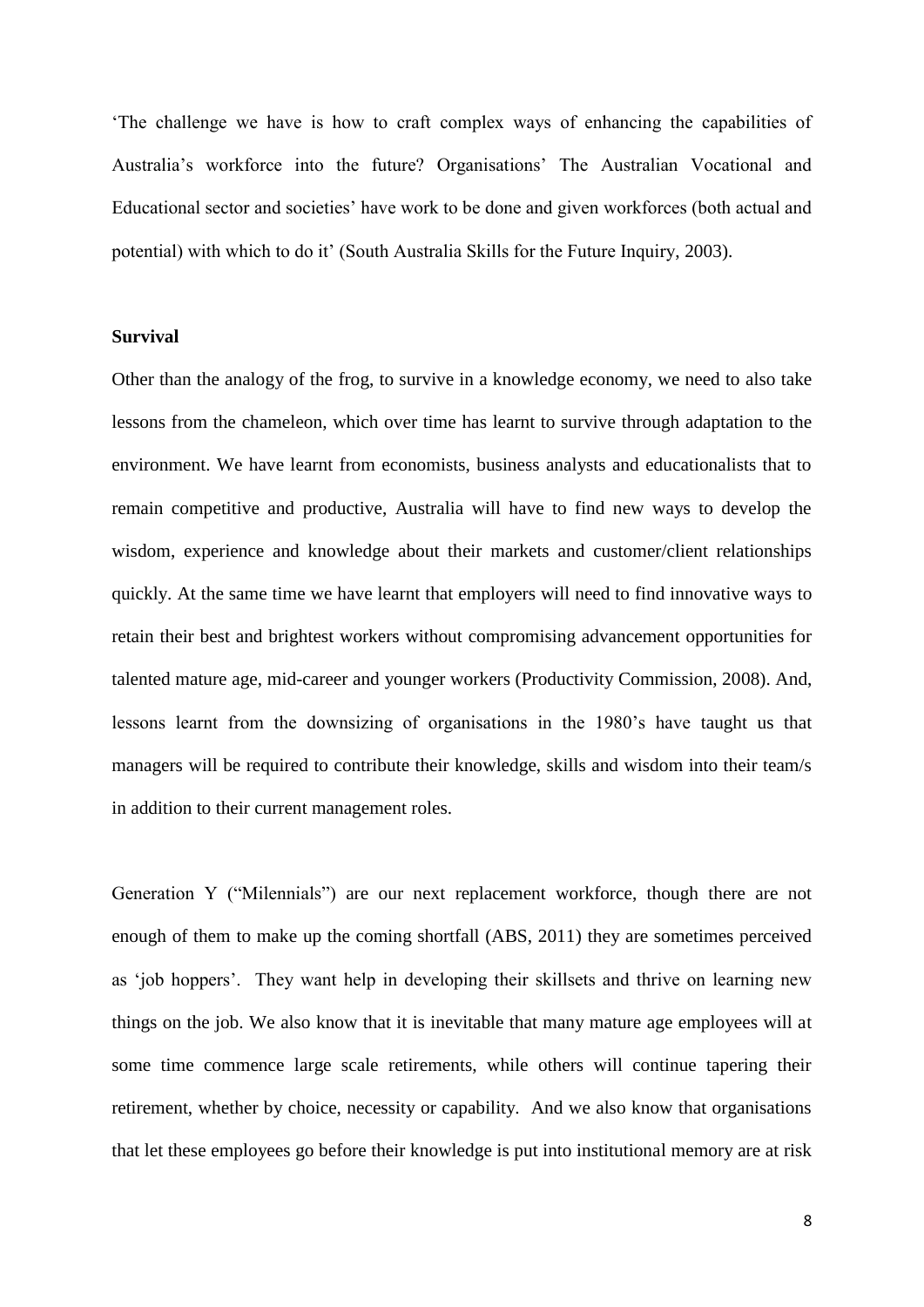'The challenge we have is how to craft complex ways of enhancing the capabilities of Australia's workforce into the future? Organisations' The Australian Vocational and Educational sector and societies' have work to be done and given workforces (both actual and potential) with which to do it' (South Australia Skills for the Future Inquiry, 2003).

**Survival**

Other than the analogy of the frog, to survive in a knowledge economy, we need to also take lessons from the chameleon, which over time has learnt to survive through adaptation to the environment. We have learnt from economists, business analysts and educationalists that to remain competitive and productive, Australia will have to find new ways to develop the wisdom, experience and knowledge about their markets and customer/client relationships quickly. At the same time we have learnt that employers will need to find innovative ways to retain their best and brightest workers without compromising advancement opportunities for talented mature age, mid-career and younger workers (Productivity Commission, 2008). And, lessons learnt from the downsizing of organisations in the 1980's have taught us that managers will be required to contribute their knowledge, skills and wisdom into their team/s in addition to their current management roles.

Generation Y ("Milennials") are our next replacement workforce, though there are not enough of them to make up the coming shortfall (ABS, 2011) they are sometimes perceived as 'job hoppers'. They want help in developing their skillsets and thrive on learning new things on the job. We also know that it is inevitable that many mature age employees will at some time commence large scale retirements, while others will continue tapering their retirement, whether by choice, necessity or capability. And we also know that organisations that let these employees go before their knowledge is put into institutional memory are at risk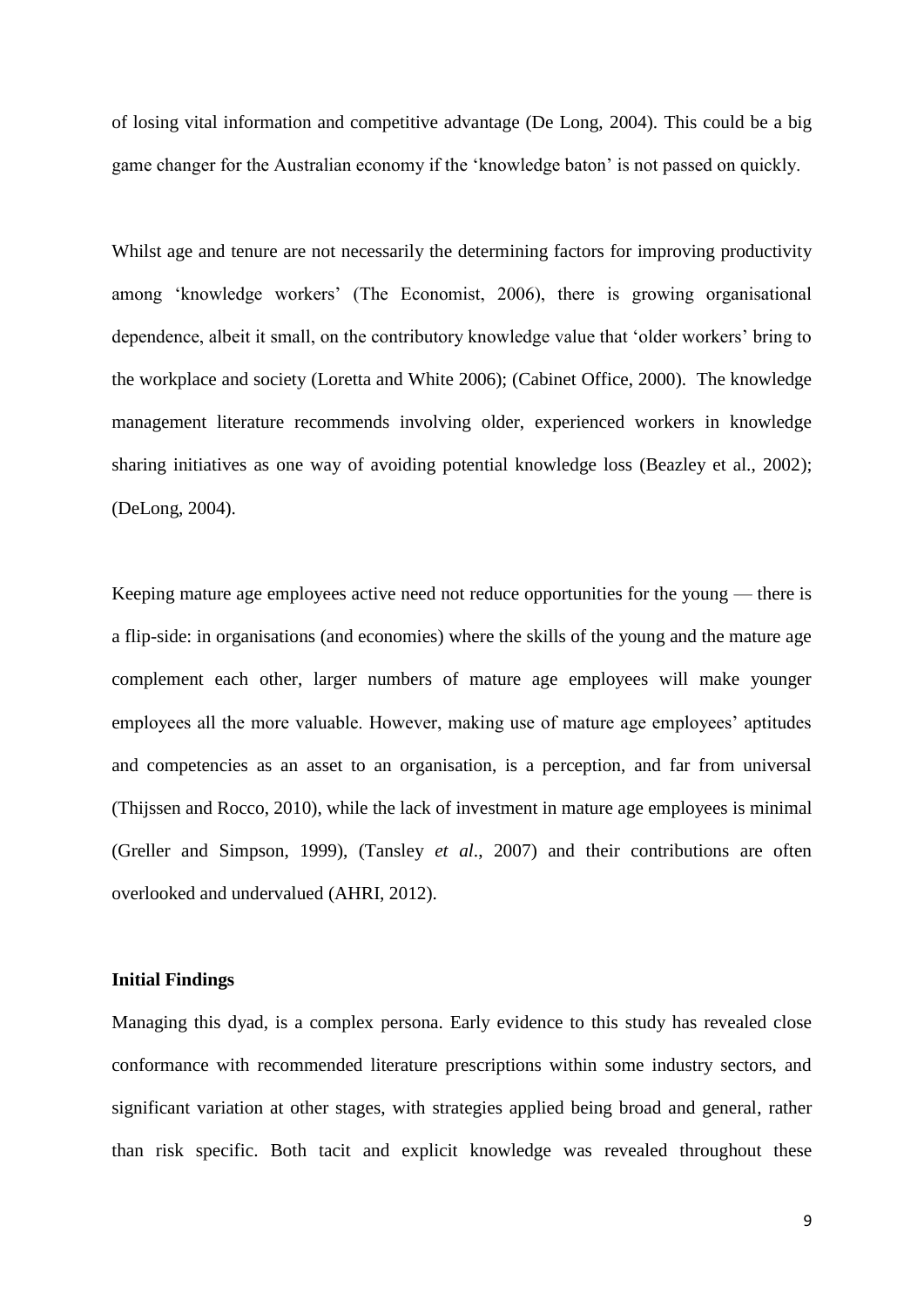of losing vital information and competitive advantage (De Long, 2004). This could be a big game changer for the Australian economy if the 'knowledge baton' is not passed on quickly.

Whilst age and tenure are not necessarily the determining factors for improving productivity among 'knowledge workers' (The Economist, 2006), there is growing organisational dependence, albeit it small, on the contributory knowledge value that 'older workers' bring to the workplace and society (Loretta and White 2006); (Cabinet Office, 2000). The knowledge management literature recommends involving older, experienced workers in knowledge sharing initiatives as one way of avoiding potential knowledge loss (Beazley et al., 2002); (DeLong, 2004).

Keeping mature age employees active need not reduce opportunities for the young — there is a flip-side: in organisations (and economies) where the skills of the young and the mature age complement each other, larger numbers of mature age employees will make younger employees all the more valuable. However, making use of mature age employees' aptitudes and competencies as an asset to an organisation, is a perception, and far from universal (Thijssen and Rocco, 2010), while the lack of investment in mature age employees is minimal (Greller and Simpson, 1999), (Tansley *et al*., 2007) and their contributions are often overlooked and undervalued (AHRI, 2012).

**Initial Findings**

Managing this dyad, is a complex persona. Early evidence to this study has revealed close conformance with recommended literature prescriptions within some industry sectors, and significant variation at other stages, with strategies applied being broad and general, rather than risk specific. Both tacit and explicit knowledge was revealed throughout these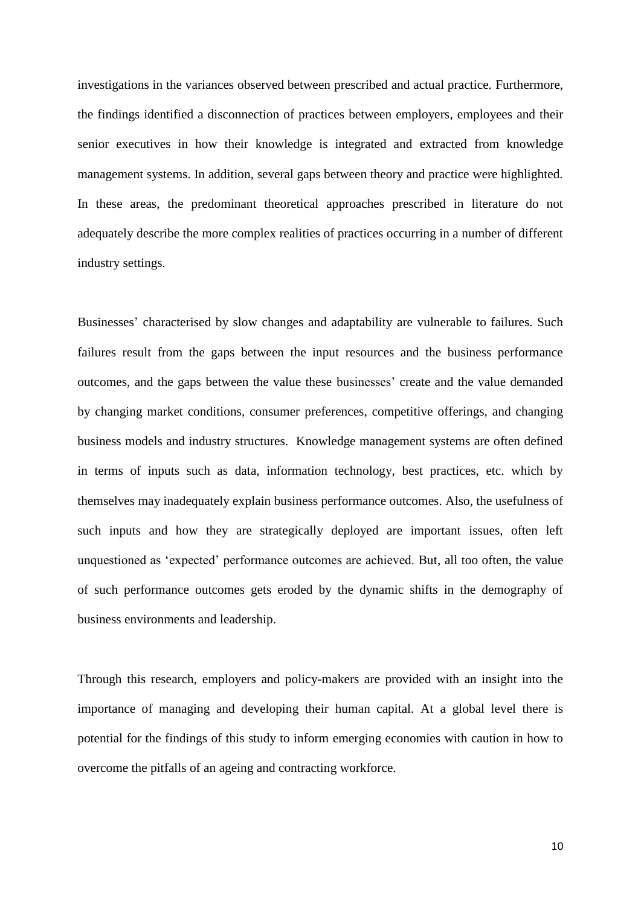investigations in the variances observed between prescribed and actual practice. Furthermore, the findings identified a disconnection of practices between employers, employees and their senior executives in how their knowledge is integrated and extracted from knowledge management systems. In addition, several gaps between theory and practice were highlighted. In these areas, the predominant theoretical approaches prescribed in literature do not adequately describe the more complex realities of practices occurring in a number of different industry settings.

Businesses' characterised by slow changes and adaptability are vulnerable to failures. Such failures result from the gaps between the input resources and the business performance outcomes, and the gaps between the value these businesses' create and the value demanded by changing market conditions, consumer preferences, competitive offerings, and changing business models and industry structures. Knowledge management systems are often defined in terms of inputs such as data, information technology, best practices, etc. which by themselves may inadequately explain business performance outcomes. Also, the usefulness of such inputs and how they are strategically deployed are important issues, often left unquestioned as 'expected' performance outcomes are achieved. But, all too often, the value of such performance outcomes gets eroded by the dynamic shifts in the demography of business environments and leadership.

Through this research, employers and policy-makers are provided with an insight into the importance of managing and developing their human capital. At a global level there is potential for the findings of this study to inform emerging economies with caution in how to overcome the pitfalls of an ageing and contracting workforce.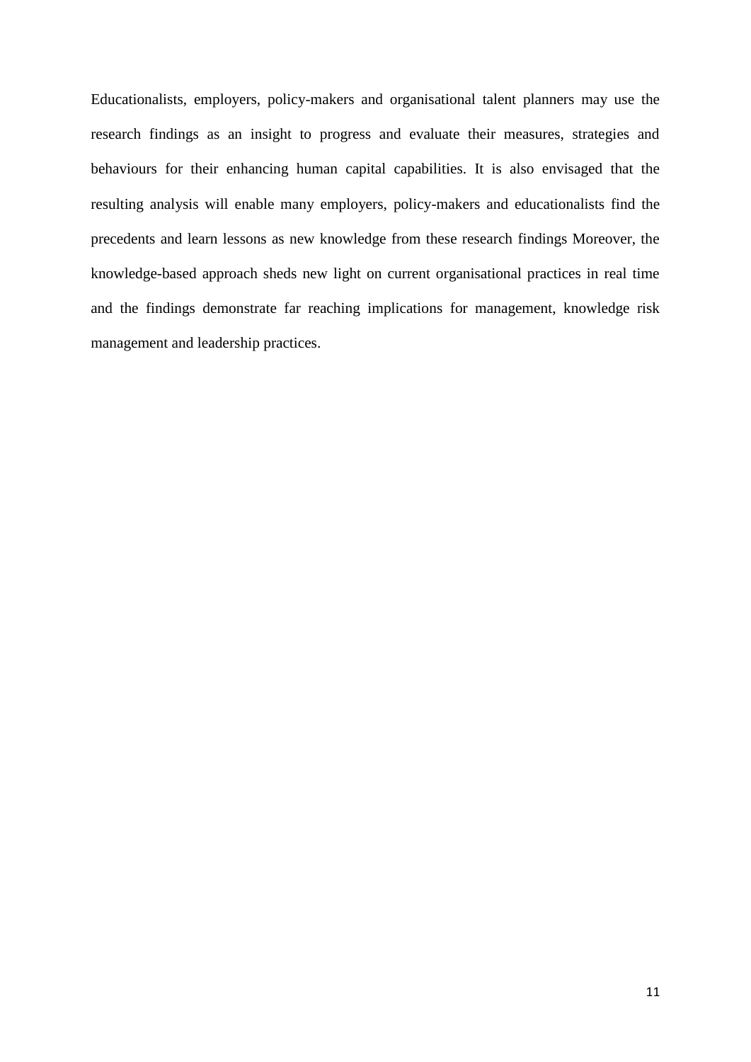Educationalists, employers, policy-makers and organisational talent planners may use the research findings as an insight to progress and evaluate their measures, strategies and behaviours for their enhancing human capital capabilities. It is also envisaged that the resulting analysis will enable many employers, policy-makers and educationalists find the precedents and learn lessons as new knowledge from these research findings Moreover, the knowledge-based approach sheds new light on current organisational practices in real time and the findings demonstrate far reaching implications for management, knowledge risk management and leadership practices.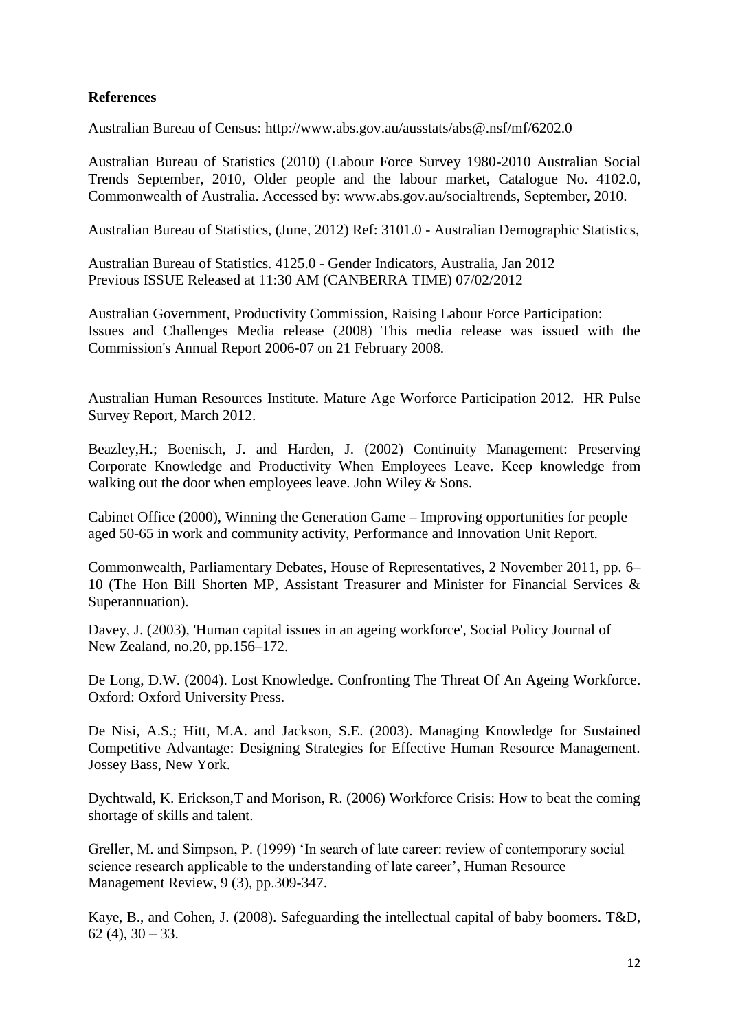**References**

Australian Bureau of Census: http://www.abs.gov.au/ausstats/abs@.nsf/mf/6202.0

Australian Bureau of Statistics (2010) (Labour Force Survey 1980-2010 Australian Social Trends September, 2010, Older people and the labour market, Catalogue No. 4102.0, Commonwealth of Australia. Accessed by: www.abs.gov.au/socialtrends, September, 2010.

Australian Bureau of Statistics, (June, 2012) Ref: 3101.0 - Australian Demographic Statistics,

Australian Bureau of Statistics. 4125.0 - Gender Indicators, Australia, Jan 2012
Previous ISSUE Released at 11:30 AM (CANBERRA TIME) 07/02/2012

Australian Government, Productivity Commission, Raising Labour Force Participation: Issues and Challenges Media release (2008) This media release was issued with the Commission's Annual Report 2006-07 on 21 February 2008.

Australian Human Resources Institute. Mature Age Worforce Participation 2012. HR Pulse Survey Report, March 2012.

Beazley,H.; Boenisch, J. and Harden, J. (2002) Continuity Management: Preserving Corporate Knowledge and Productivity When Employees Leave. Keep knowledge from walking out the door when employees leave. John Wiley & Sons.

Cabinet Office (2000), Winning the Generation Game – Improving opportunities for people aged 50-65 in work and community activity, Performance and Innovation Unit Report.

Commonwealth, Parliamentary Debates, House of Representatives, 2 November 2011, pp. 6–10 (The Hon Bill Shorten MP, Assistant Treasurer and Minister for Financial Services & Superannuation).

Davey, J. (2003), 'Human capital issues in an ageing workforce', Social Policy Journal of New Zealand, no.20, pp.156–172.

De Long, D.W. (2004). Lost Knowledge. Confronting The Threat Of An Ageing Workforce. Oxford: Oxford University Press.

De Nisi, A.S.; Hitt, M.A. and Jackson, S.E. (2003). Managing Knowledge for Sustained Competitive Advantage: Designing Strategies for Effective Human Resource Management. Jossey Bass, New York.

Dychtwald, K. Erickson,T and Morison, R. (2006) Workforce Crisis: How to beat the coming shortage of skills and talent.

Greller, M. and Simpson, P. (1999) 'In search of late career: review of contemporary social science research applicable to the understanding of late career', Human Resource Management Review, 9 (3), pp.309-347.

Kaye, B., and Cohen, J. (2008). Safeguarding the intellectual capital of baby boomers. T&D, 62 (4), 30 – 33.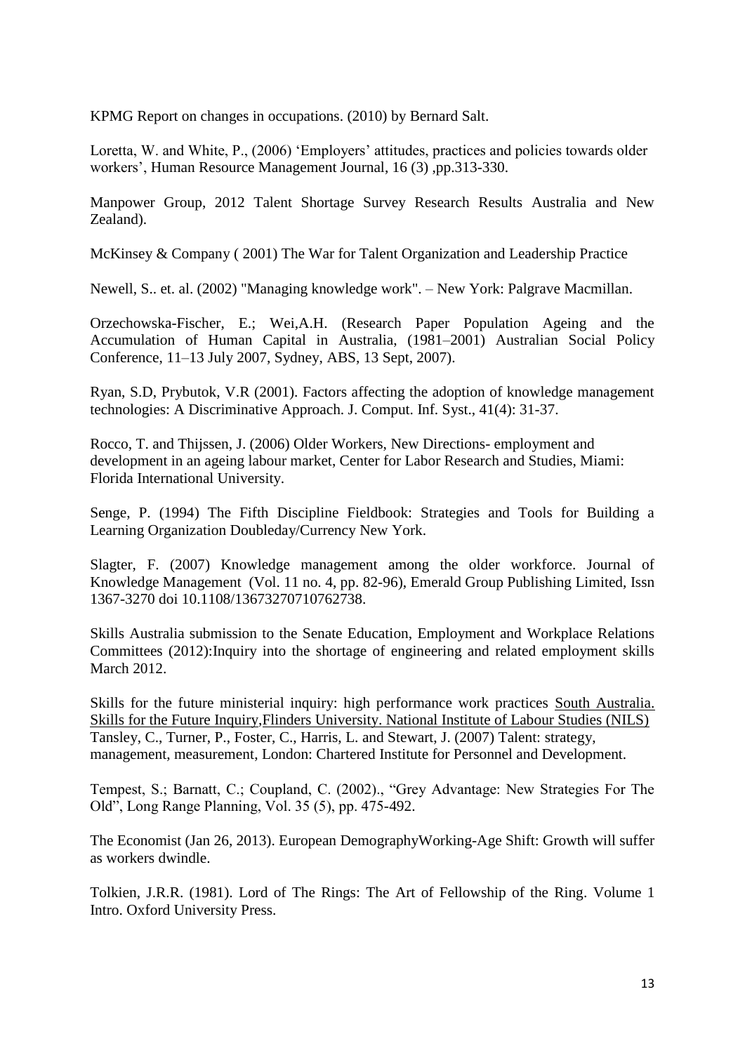KPMG Report on changes in occupations. (2010) by Bernard Salt.

Loretta, W. and White, P., (2006) 'Employers' attitudes, practices and policies towards older workers', Human Resource Management Journal, 16 (3) ,pp.313-330.

Manpower Group, 2012 Talent Shortage Survey Research Results Australia and New Zealand).

McKinsey & Company ( 2001) The War for Talent Organization and Leadership Practice

Newell, S.. et. al. (2002) "Managing knowledge work". – New York: Palgrave Macmillan.

Orzechowska-Fischer, E.; Wei,A.H. (Research Paper Population Ageing and the Accumulation of Human Capital in Australia, (1981–2001) Australian Social Policy Conference, 11–13 July 2007, Sydney, ABS, 13 Sept, 2007).

Ryan, S.D, Prybutok, V.R (2001). Factors affecting the adoption of knowledge management technologies: A Discriminative Approach. J. Comput. Inf. Syst., 41(4): 31-37.

Rocco, T. and Thijssen, J. (2006) Older Workers, New Directions- employment and development in an ageing labour market, Center for Labor Research and Studies, Miami: Florida International University.

Senge, P. (1994) The Fifth Discipline Fieldbook: Strategies and Tools for Building a Learning Organization Doubleday/Currency New York.

Slagter, F. (2007) Knowledge management among the older workforce. Journal of Knowledge Management (Vol. 11 no. 4, pp. 82-96), Emerald Group Publishing Limited, Issn 1367-3270 doi 10.1108/13673270710762738.

Skills Australia submission to the Senate Education, Employment and Workplace Relations Committees (2012):Inquiry into the shortage of engineering and related employment skills March 2012.

Skills for the future ministerial inquiry: high performance work practices South Australia. Skills for the Future Inquiry,Flinders University. National Institute of Labour Studies (NILS)
Tansley, C., Turner, P., Foster, C., Harris, L. and Stewart, J. (2007) Talent: strategy, management, measurement, London: Chartered Institute for Personnel and Development.

Tempest, S.; Barnatt, C.; Coupland, C. (2002)., "Grey Advantage: New Strategies For The Old", Long Range Planning, Vol. 35 (5), pp. 475-492.

The Economist (Jan 26, 2013). European DemographyWorking-Age Shift: Growth will suffer as workers dwindle.

Tolkien, J.R.R. (1981). Lord of The Rings: The Art of Fellowship of the Ring. Volume 1 Intro. Oxford University Press.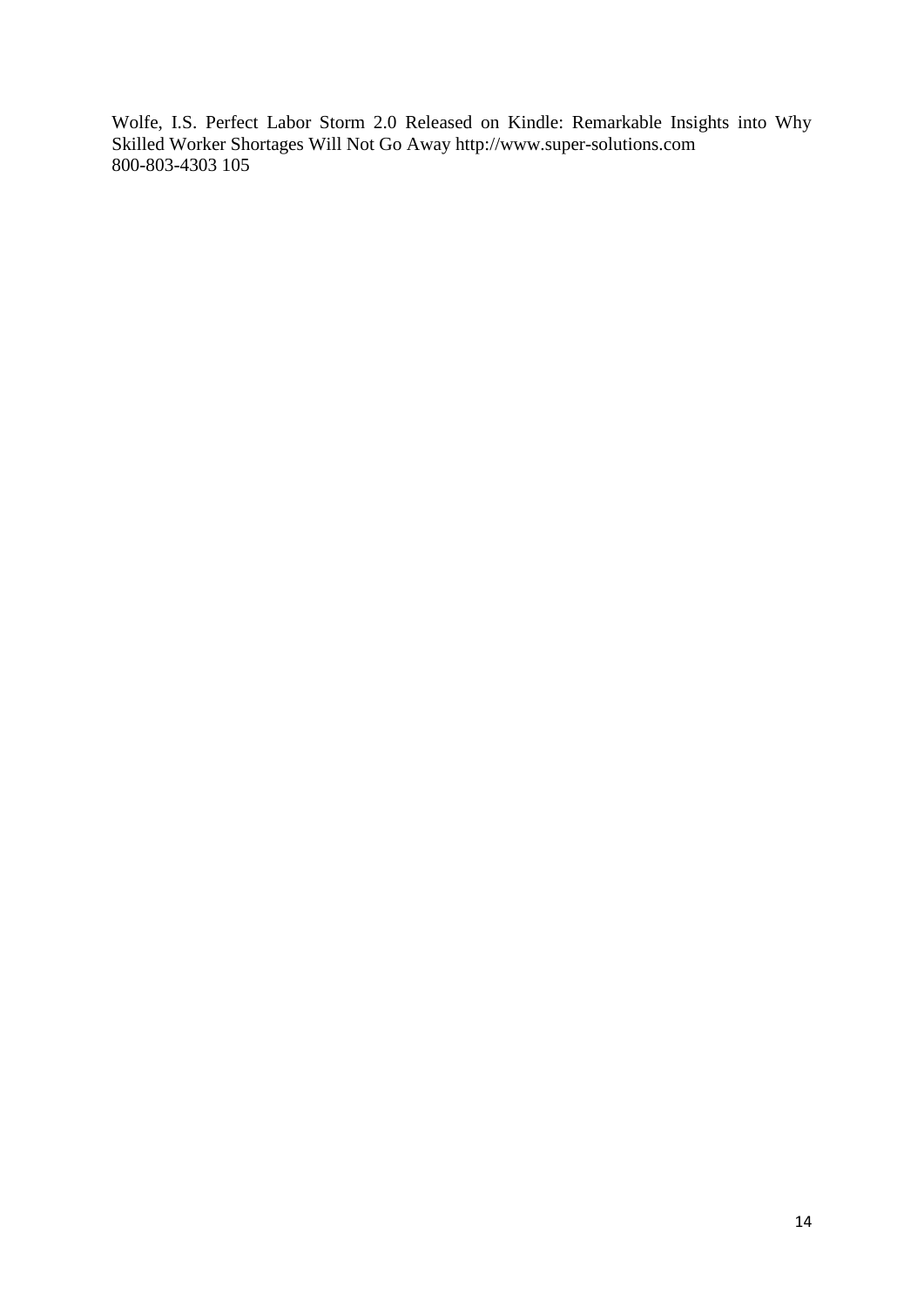Wolfe, I.S. Perfect Labor Storm 2.0 Released on Kindle: Remarkable Insights into Why Skilled Worker Shortages Will Not Go Away http://www.super-solutions.com 800-803-4303 105